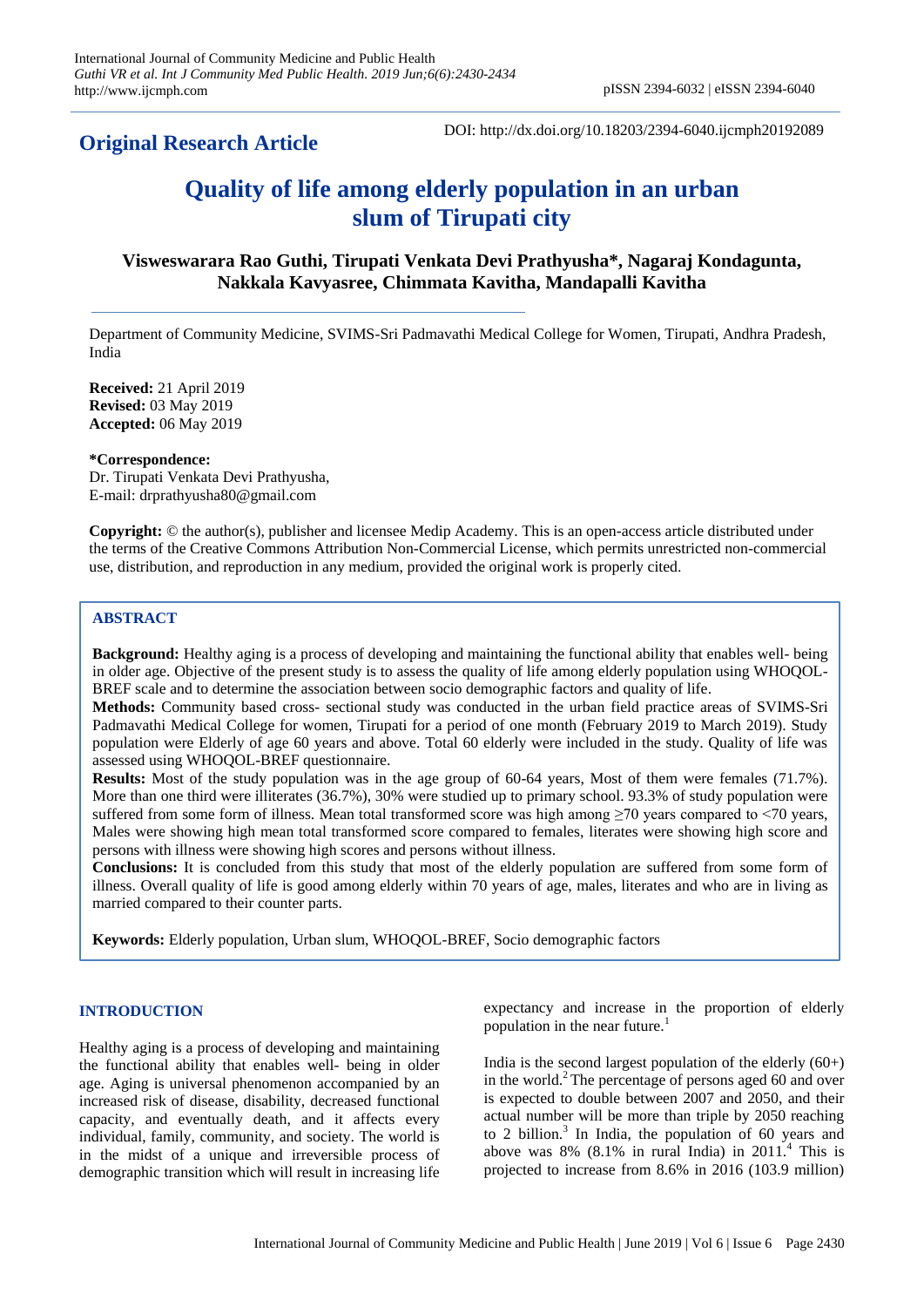# Original Research Article

DOI: http://dx.doi.org/10.18203/2394-6040.ijcmph20192089

# Quality of life among elderly population in an urban slum of Tirupati city

**Visweswarara Rao Guthi, Tirupati Venkata Devi Prathyusha*, Nagaraj Kondagunta, Nakkala Kavyasree, Chimmata Kavitha, Mandapalli Kavitha**

Department of Community Medicine, SVIMS-Sri Padmavathi Medical College for Women, Tirupati, Andhra Pradesh, India

**Received:** 21 April 2019
**Revised:** 03 May 2019
**Accepted:** 06 May 2019

**\*Correspondence:**
Dr. Tirupati Venkata Devi Prathyusha,
E-mail: drprathyusha80@gmail.com

**Copyright:** © the author(s), publisher and licensee Medip Academy. This is an open-access article distributed under the terms of the Creative Commons Attribution Non-Commercial License, which permits unrestricted non-commercial use, distribution, and reproduction in any medium, provided the original work is properly cited.

## ABSTRACT

**Background:** Healthy aging is a process of developing and maintaining the functional ability that enables well- being in older age. Objective of the present study is to assess the quality of life among elderly population using WHOQOL-BREF scale and to determine the association between socio demographic factors and quality of life.

**Methods:** Community based cross- sectional study was conducted in the urban field practice areas of SVIMS-Sri Padmavathi Medical College for women, Tirupati for a period of one month (February 2019 to March 2019). Study population were Elderly of age 60 years and above. Total 60 elderly were included in the study. Quality of life was assessed using WHOQOL-BREF questionnaire.

**Results:** Most of the study population was in the age group of 60-64 years, Most of them were females (71.7%). More than one third were illiterates (36.7%), 30% were studied up to primary school. 93.3% of study population were suffered from some form of illness. Mean total transformed score was high among ≥70 years compared to <70 years, Males were showing high mean total transformed score compared to females, literates were showing high score and persons with illness were showing high scores and persons without illness.

**Conclusions:** It is concluded from this study that most of the elderly population are suffered from some form of illness. Overall quality of life is good among elderly within 70 years of age, males, literates and who are in living as married compared to their counter parts.

**Keywords:** Elderly population, Urban slum, WHOQOL-BREF, Socio demographic factors

## INTRODUCTION

Healthy aging is a process of developing and maintaining the functional ability that enables well- being in older age. Aging is universal phenomenon accompanied by an increased risk of disease, disability, decreased functional capacity, and eventually death, and it affects every individual, family, community, and society. The world is in the midst of a unique and irreversible process of demographic transition which will result in increasing life expectancy and increase in the proportion of elderly population in the near future.[1]

India is the second largest population of the elderly (60+) in the world.[2] The percentage of persons aged 60 and over is expected to double between 2007 and 2050, and their actual number will be more than triple by 2050 reaching to 2 billion.[3] In India, the population of 60 years and above was 8% (8.1% in rural India) in 2011.[4] This is projected to increase from 8.6% in 2016 (103.9 million)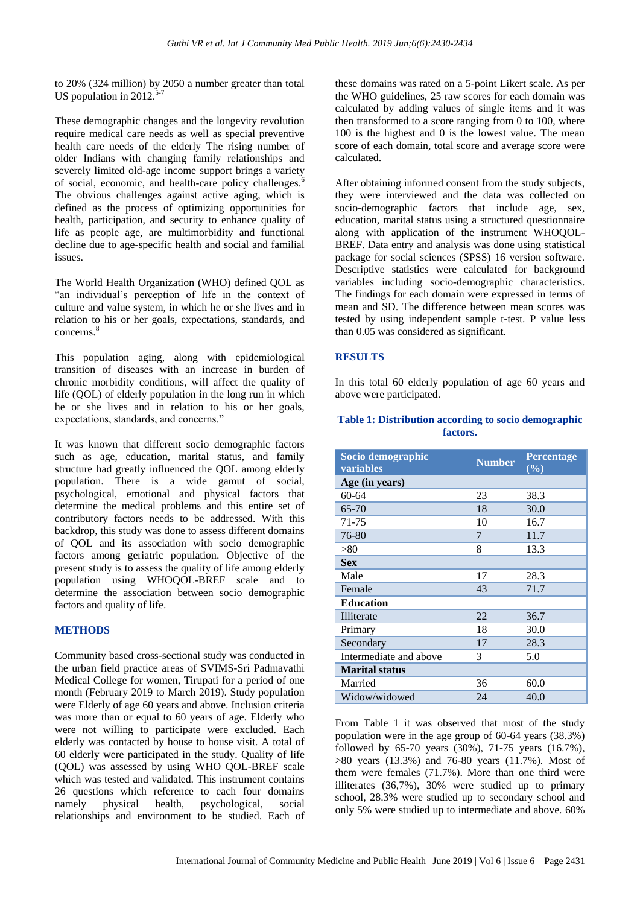to 20% (324 million) by 2050 a number greater than total US population in 2012.[5-7]

These demographic changes and the longevity revolution require medical care needs as well as special preventive health care needs of the elderly The rising number of older Indians with changing family relationships and severely limited old-age income support brings a variety of social, economic, and health-care policy challenges.[6] The obvious challenges against active aging, which is defined as the process of optimizing opportunities for health, participation, and security to enhance quality of life as people age, are multimorbidity and functional decline due to age-specific health and social and familial issues.

The World Health Organization (WHO) defined QOL as "an individual's perception of life in the context of culture and value system, in which he or she lives and in relation to his or her goals, expectations, standards, and concerns.[8]

This population aging, along with epidemiological transition of diseases with an increase in burden of chronic morbidity conditions, will affect the quality of life (QOL) of elderly population in the long run in which he or she lives and in relation to his or her goals, expectations, standards, and concerns."

It was known that different socio demographic factors such as age, education, marital status, and family structure had greatly influenced the QOL among elderly population. There is a wide gamut of social, psychological, emotional and physical factors that determine the medical problems and this entire set of contributory factors needs to be addressed. With this backdrop, this study was done to assess different domains of QOL and its association with socio demographic factors among geriatric population. Objective of the present study is to assess the quality of life among elderly population using WHOQOL-BREF scale and to determine the association between socio demographic factors and quality of life.

## METHODS

Community based cross-sectional study was conducted in the urban field practice areas of SVIMS-Sri Padmavathi Medical College for women, Tirupati for a period of one month (February 2019 to March 2019). Study population were Elderly of age 60 years and above. Inclusion criteria was more than or equal to 60 years of age. Elderly who were not willing to participate were excluded. Each elderly was contacted by house to house visit. A total of 60 elderly were participated in the study. Quality of life (QOL) was assessed by using WHO QOL-BREF scale which was tested and validated. This instrument contains 26 questions which reference to each four domains namely physical health, psychological, social relationships and environment to be studied. Each of these domains was rated on a 5-point Likert scale. As per the WHO guidelines, 25 raw scores for each domain was calculated by adding values of single items and it was then transformed to a score ranging from 0 to 100, where 100 is the highest and 0 is the lowest value. The mean score of each domain, total score and average score were calculated.

After obtaining informed consent from the study subjects, they were interviewed and the data was collected on socio-demographic factors that include age, sex, education, marital status using a structured questionnaire along with application of the instrument WHOQOL-BREF. Data entry and analysis was done using statistical package for social sciences (SPSS) 16 version software. Descriptive statistics were calculated for background variables including socio-demographic characteristics. The findings for each domain were expressed in terms of mean and SD. The difference between mean scores was tested by using independent sample t-test. P value less than 0.05 was considered as significant.

## RESULTS

In this total 60 elderly population of age 60 years and above were participated.

**Table 1: Distribution according to socio demographic factors.**

| Socio demographic variables | Number | Percentage (%) |
|---|---|---|
| **Age (in years)** | | |
| 60-64 | 23 | 38.3 |
| 65-70 | 18 | 30.0 |
| 71-75 | 10 | 16.7 |
| 76-80 | 7 | 11.7 |
| >80 | 8 | 13.3 |
| **Sex** | | |
| Male | 17 | 28.3 |
| Female | 43 | 71.7 |
| **Education** | | |
| Illiterate | 22 | 36.7 |
| Primary | 18 | 30.0 |
| Secondary | 17 | 28.3 |
| Intermediate and above | 3 | 5.0 |
| **Marital status** | | |
| Married | 36 | 60.0 |
| Widow/widowed | 24 | 40.0 |

From Table 1 it was observed that most of the study population were in the age group of 60-64 years (38.3%) followed by 65-70 years (30%), 71-75 years (16.7%), >80 years (13.3%) and 76-80 years (11.7%). Most of them were females (71.7%). More than one third were illiterates (36,7%), 30% were studied up to primary school, 28.3% were studied up to secondary school and only 5% were studied up to intermediate and above. 60%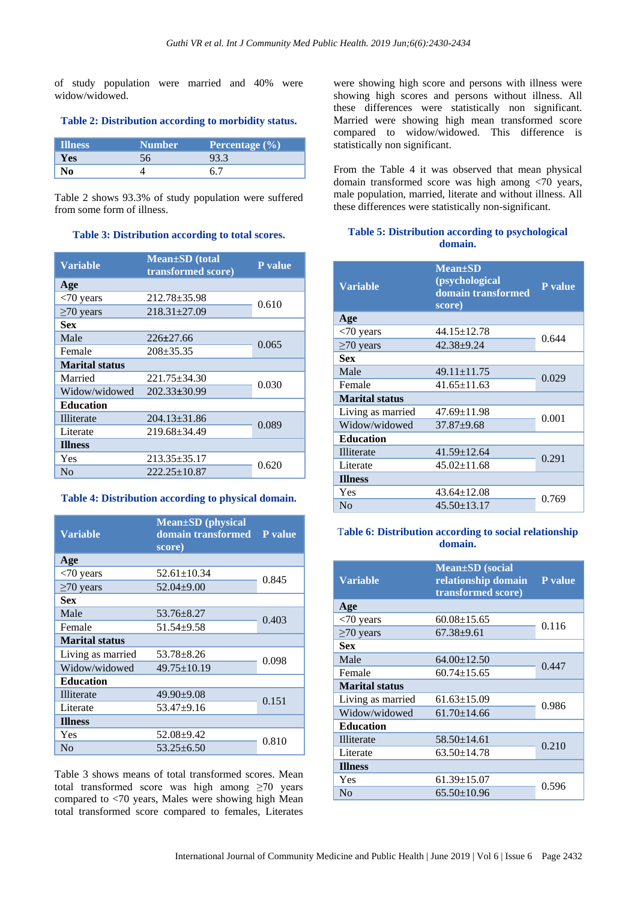of study population were married and 40% were widow/widowed.

**Table 2: Distribution according to morbidity status.**

| Illness | Number | Percentage (%) |
| --- | --- | --- |
| **Yes** | 56 | 93.3 |
| **No** | 4 | 6.7 |

Table 2 shows 93.3% of study population were suffered from some form of illness.

**Table 3: Distribution according to total scores.**

| Variable | Mean±SD (total transformed score) | P value |
| --- | --- | --- |
| **Age** | | |
| <70 years | 212.78±35.98 | 0.610 |
| ≥70 years | 218.31±27.09 | |
| **Sex** | | |
| Male | 226±27.66 | 0.065 |
| Female | 208±35.35 | |
| **Marital status** | | |
| Married | 221.75±34.30 | 0.030 |
| Widow/widowed | 202.33±30.99 | |
| **Education** | | |
| Illiterate | 204.13±31.86 | 0.089 |
| Literate | 219.68±34.49 | |
| **Illness** | | |
| Yes | 213.35±35.17 | 0.620 |
| No | 222.25±10.87 | |

**Table 4: Distribution according to physical domain.**

| Variable | Mean±SD (physical domain transformed score) | P value |
| --- | --- | --- |
| **Age** | | |
| <70 years | 52.61±10.34 | 0.845 |
| ≥70 years | 52.04±9.00 | |
| **Sex** | | |
| Male | 53.76±8.27 | 0.403 |
| Female | 51.54±9.58 | |
| **Marital status** | | |
| Living as married | 53.78±8.26 | 0.098 |
| Widow/widowed | 49.75±10.19 | |
| **Education** | | |
| Illiterate | 49.90±9.08 | 0.151 |
| Literate | 53.47±9.16 | |
| **Illness** | | |
| Yes | 52.08±9.42 | 0.810 |
| No | 53.25±6.50 | |

Table 3 shows means of total transformed scores. Mean total transformed score was high among ≥70 years compared to <70 years, Males were showing high Mean total transformed score compared to females, Literates were showing high score and persons with illness were showing high scores and persons without illness. All these differences were statistically non significant. Married were showing high mean transformed score compared to widow/widowed. This difference is statistically non significant.

From the Table 4 it was observed that mean physical domain transformed score was high among <70 years, male population, married, literate and without illness. All these differences were statistically non-significant.

**Table 5: Distribution according to psychological domain.**

| Variable | Mean±SD (psychological domain transformed score) | P value |
| --- | --- | --- |
| **Age** | | |
| <70 years | 44.15±12.78 | 0.644 |
| ≥70 years | 42.38±9.24 | |
| **Sex** | | |
| Male | 49.11±11.75 | 0.029 |
| Female | 41.65±11.63 | |
| **Marital status** | | |
| Living as married | 47.69±11.98 | 0.001 |
| Widow/widowed | 37.87±9.68 | |
| **Education** | | |
| Illiterate | 41.59±12.64 | 0.291 |
| Literate | 45.02±11.68 | |
| **Illness** | | |
| Yes | 43.64±12.08 | 0.769 |
| No | 45.50±13.17 | |

**Table 6: Distribution according to social relationship domain.**

| Variable | Mean±SD (social relationship domain transformed score) | P value |
| --- | --- | --- |
| **Age** | | |
| <70 years | 60.08±15.65 | 0.116 |
| ≥70 years | 67.38±9.61 | |
| **Sex** | | |
| Male | 64.00±12.50 | 0.447 |
| Female | 60.74±15.65 | |
| **Marital status** | | |
| Living as married | 61.63±15.09 | 0.986 |
| Widow/widowed | 61.70±14.66 | |
| **Education** | | |
| Illiterate | 58.50±14.61 | 0.210 |
| Literate | 63.50±14.78 | |
| **Illness** | | |
| Yes | 61.39±15.07 | 0.596 |
| No | 65.50±10.96 | |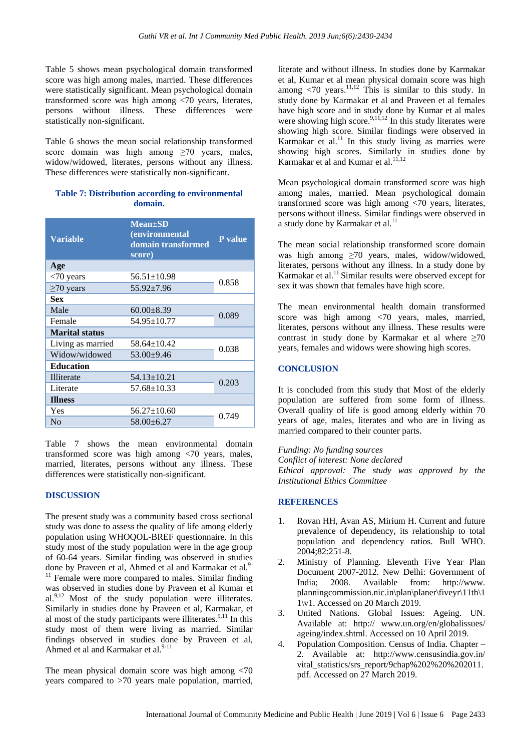Table 5 shows mean psychological domain transformed score was high among males, married. These differences were statistically significant. Mean psychological domain transformed score was high among <70 years, literates, persons without illness. These differences were statistically non-significant.

Table 6 shows the mean social relationship transformed score domain was high among ≥70 years, males, widow/widowed, literates, persons without any illness. These differences were statistically non-significant.

**Table 7: Distribution according to environmental domain.**

| Variable | Mean±SD (environmental domain transformed score) | P value |
|---|---|---|
| **Age** | | |
| <70 years | 56.51±10.98 | 0.858 |
| ≥70 years | 55.92±7.96 | |
| **Sex** | | |
| Male | 60.00±8.39 | 0.089 |
| Female | 54.95±10.77 | |
| **Marital status** | | |
| Living as married | 58.64±10.42 | 0.038 |
| Widow/widowed | 53.00±9.46 | |
| **Education** | | |
| Illiterate | 54.13±10.21 | 0.203 |
| Literate | 57.68±10.33 | |
| **Illness** | | |
| Yes | 56.27±10.60 | 0.749 |
| No | 58.00±6.27 | |

Table 7 shows the mean environmental domain transformed score was high among <70 years, males, married, literates, persons without any illness. These differences were statistically non-significant.

## DISCUSSION

The present study was a community based cross sectional study was done to assess the quality of life among elderly population using WHOQOL-BREF questionnaire. In this study most of the study population were in the age group of 60-64 years. Similar finding was observed in studies done by Praveen et al, Ahmed et al and Karmakar et al.[9-11] Female were more compared to males. Similar finding was observed in studies done by Praveen et al Kumar et al.[9,12] Most of the study population were illiterates. Similarly in studies done by Praveen et al, Karmakar, et al most of the study participants were illiterates.[9,11] In this study most of them were living as married. Similar findings observed in studies done by Praveen et al, Ahmed et al and Karmakar et al.[9-11]

The mean physical domain score was high among <70 years compared to >70 years male population, married, literate and without illness. In studies done by Karmakar et al, Kumar et al mean physical domain score was high among <70 years.[11,12] This is similar to this study. In study done by Karmakar et al and Praveen et al females have high score and in study done by Kumar et al males were showing high score.[9,11,12] In this study literates were showing high score. Similar findings were observed in Karmakar et al.[11] In this study living as marries were showing high scores. Similarly in studies done by Karmakar et al and Kumar et al.[11,12]

Mean psychological domain transformed score was high among males, married. Mean psychological domain transformed score was high among <70 years, literates, persons without illness. Similar findings were observed in a study done by Karmakar et al.[11]

The mean social relationship transformed score domain was high among ≥70 years, males, widow/widowed, literates, persons without any illness. In a study done by Karmakar et al.[11] Similar results were observed except for sex it was shown that females have high score.

The mean environmental health domain transformed score was high among <70 years, males, married, literates, persons without any illness. These results were contrast in study done by Karmakar et al where ≥70 years, females and widows were showing high scores.

## CONCLUSION

It is concluded from this study that Most of the elderly population are suffered from some form of illness. Overall quality of life is good among elderly within 70 years of age, males, literates and who are in living as married compared to their counter parts.

*Funding: No funding sources*
*Conflict of interest: None declared*
*Ethical approval: The study was approved by the Institutional Ethics Committee*

## REFERENCES

1. Rovan HH, Avan AS, Mirium H. Current and future prevalence of dependency, its relationship to total population and dependency ratios. Bull WHO. 2004;82:251-8.
2. Ministry of Planning. Eleventh Five Year Plan Document 2007-2012. New Delhi: Government of India; 2008. Available from: http://www.planningcommission.nic.in\plan\planer\fiveyr\11th\11\v1. Accessed on 20 March 2019.
3. United Nations. Global Issues: Ageing. UN. Available at: http:// www.un.org/en/globalissues/ageing/index.shtml. Accessed on 10 April 2019.
4. Population Composition. Census of India. Chapter – 2. Available at: http://www.censusindia.gov.in/vital_statistics/srs_report/9chap%202%20%202011.pdf. Accessed on 27 March 2019.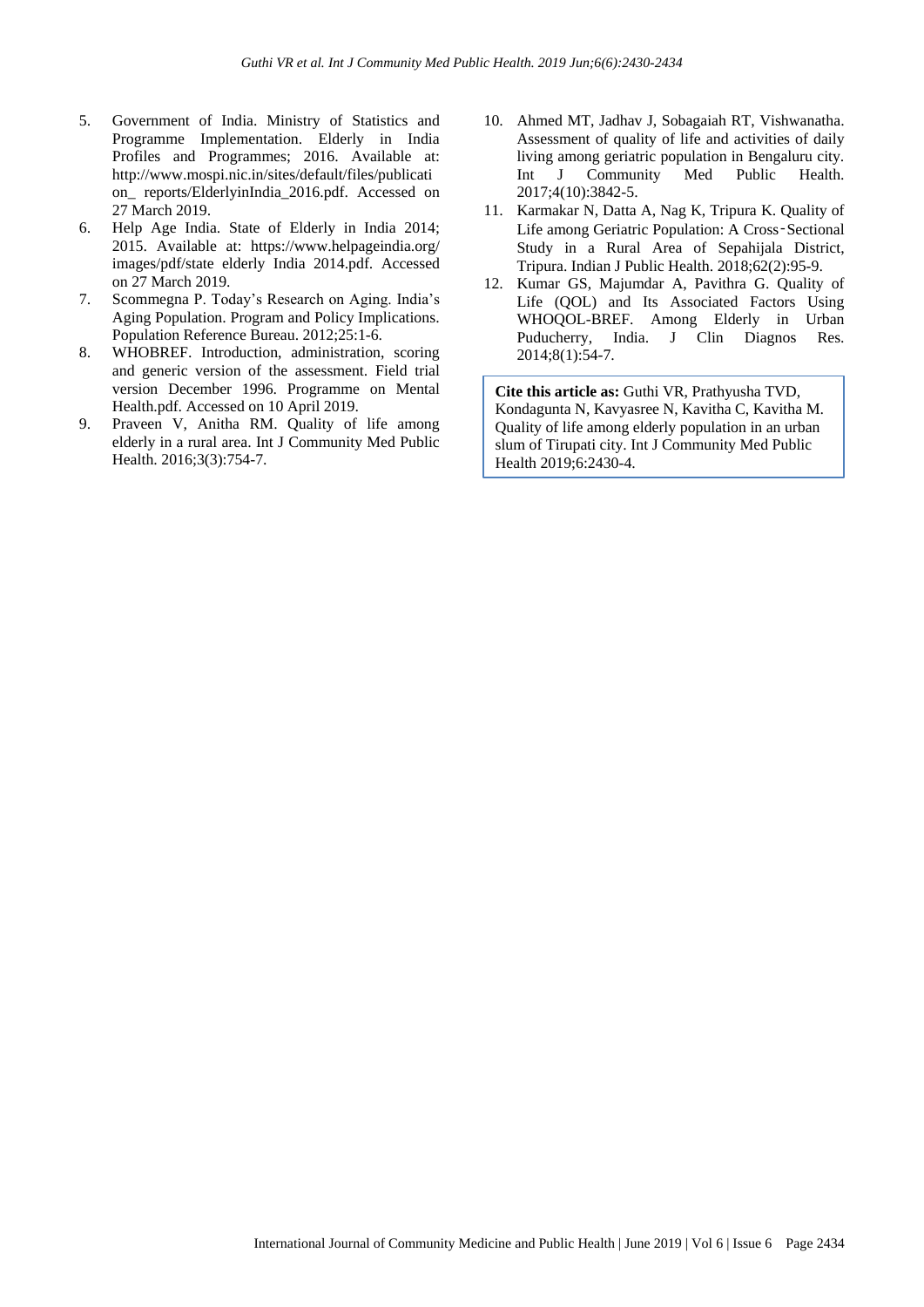5. Government of India. Ministry of Statistics and Programme Implementation. Elderly in India Profiles and Programmes; 2016. Available at: http://www.mospi.nic.in/sites/default/files/publication_ reports/ElderlyinIndia_2016.pdf. Accessed on 27 March 2019.
6. Help Age India. State of Elderly in India 2014; 2015. Available at: https://www.helpageindia.org/images/pdf/state elderly India 2014.pdf. Accessed on 27 March 2019.
7. Scommegna P. Today's Research on Aging. India's Aging Population. Program and Policy Implications. Population Reference Bureau. 2012;25:1-6.
8. WHOBREF. Introduction, administration, scoring and generic version of the assessment. Field trial version December 1996. Programme on Mental Health.pdf. Accessed on 10 April 2019.
9. Praveen V, Anitha RM. Quality of life among elderly in a rural area. Int J Community Med Public Health. 2016;3(3):754-7.
10. Ahmed MT, Jadhav J, Sobagaiah RT, Vishwanatha. Assessment of quality of life and activities of daily living among geriatric population in Bengaluru city. Int J Community Med Public Health. 2017;4(10):3842-5.
11. Karmakar N, Datta A, Nag K, Tripura K. Quality of Life among Geriatric Population: A Cross‑Sectional Study in a Rural Area of Sepahijala District, Tripura. Indian J Public Health. 2018;62(2):95-9.
12. Kumar GS, Majumdar A, Pavithra G. Quality of Life (QOL) and Its Associated Factors Using WHOQOL-BREF. Among Elderly in Urban Puducherry, India. J Clin Diagnos Res. 2014;8(1):54-7.

**Cite this article as:** Guthi VR, Prathyusha TVD, Kondagunta N, Kavyasree N, Kavitha C, Kavitha M. Quality of life among elderly population in an urban slum of Tirupati city. Int J Community Med Public Health 2019;6:2430-4.